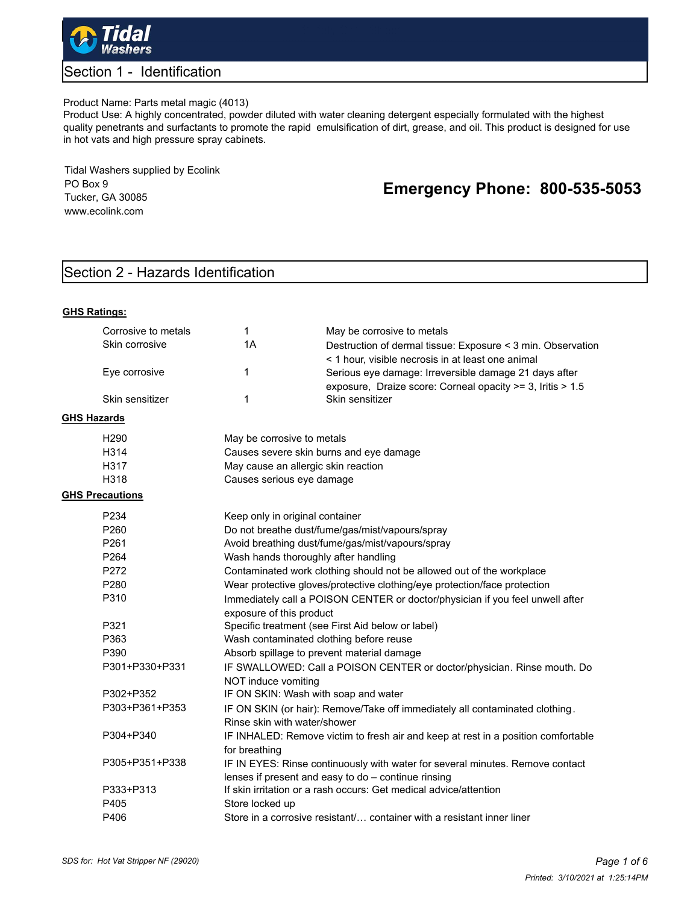Tidal Washers

## Section 1 - Identification

Product Name: Parts metal magic (4013)
Product Use: A highly concentrated, powder diluted with water cleaning detergent especially formulated with the highest quality penetrants and surfactants to promote the rapid emulsification of dirt, grease, and oil. This product is designed for use in hot vats and high pressure spray cabinets.

Tidal Washers supplied by Ecolink
PO Box 9
Tucker, GA 30085
www.ecolink.com

**Emergency Phone: 800-535-5053**

## Section 2 - Hazards Identification

**GHS Ratings:**

| | | |
|---|---|---|
| Corrosive to metals | 1 | May be corrosive to metals |
| Skin corrosive | 1A | Destruction of dermal tissue: Exposure < 3 min. Observation < 1 hour, visible necrosis in at least one animal |
| Eye corrosive | 1 | Serious eye damage: Irreversible damage 21 days after exposure, Draize score: Corneal opacity >= 3, Iritis > 1.5 |
| Skin sensitizer | 1 | Skin sensitizer |

**GHS Hazards**

| | |
|---|---|
| H290 | May be corrosive to metals |
| H314 | Causes severe skin burns and eye damage |
| H317 | May cause an allergic skin reaction |
| H318 | Causes serious eye damage |

**GHS Precautions**

| | |
|---|---|
| P234 | Keep only in original container |
| P260 | Do not breathe dust/fume/gas/mist/vapours/spray |
| P261 | Avoid breathing dust/fume/gas/mist/vapours/spray |
| P264 | Wash hands thoroughly after handling |
| P272 | Contaminated work clothing should not be allowed out of the workplace |
| P280 | Wear protective gloves/protective clothing/eye protection/face protection |
| P310 | Immediately call a POISON CENTER or doctor/physician if you feel unwell after exposure of this product |
| P321 | Specific treatment (see First Aid below or label) |
| P363 | Wash contaminated clothing before reuse |
| P390 | Absorb spillage to prevent material damage |
| P301+P330+P331 | IF SWALLOWED: Call a POISON CENTER or doctor/physician. Rinse mouth. Do NOT induce vomiting |
| P302+P352 | IF ON SKIN: Wash with soap and water |
| P303+P361+P353 | IF ON SKIN (or hair): Remove/Take off immediately all contaminated clothing. Rinse skin with water/shower |
| P304+P340 | IF INHALED: Remove victim to fresh air and keep at rest in a position comfortable for breathing |
| P305+P351+P338 | IF IN EYES: Rinse continuously with water for several minutes. Remove contact lenses if present and easy to do – continue rinsing |
| P333+P313 | If skin irritation or a rash occurs: Get medical advice/attention |
| P405 | Store locked up |
| P406 | Store in a corrosive resistant/… container with a resistant inner liner |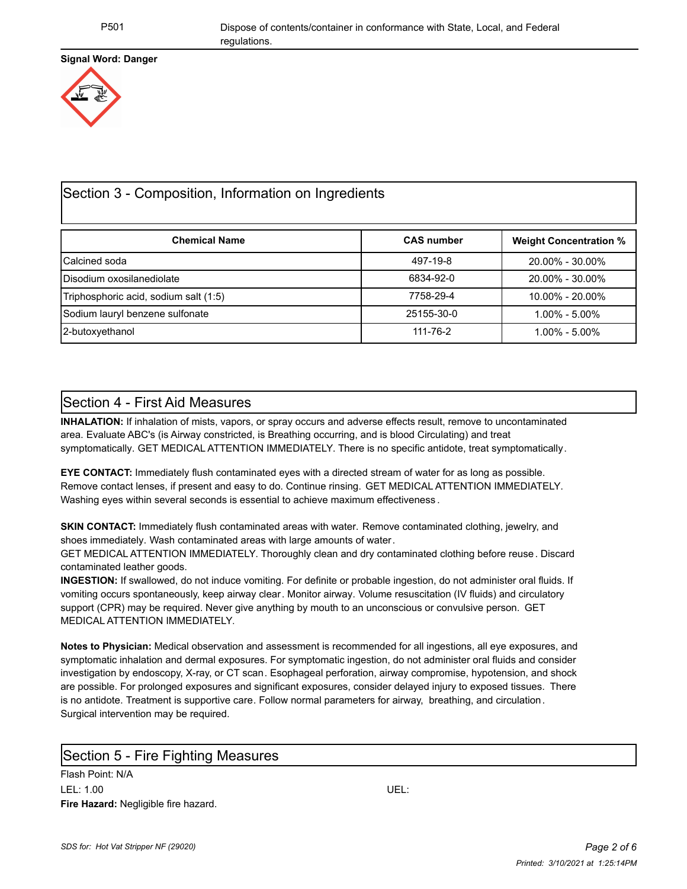| P501 | Dispose of contents/container in conformance with State, Local, and Federal regulations. |
|---|---|

**Signal Word: Danger**

## Section 3 - Composition, Information on Ingredients

| Chemical Name | CAS number | Weight Concentration % |
|---|---|---|
| Calcined soda | 497-19-8 | 20.00% - 30.00% |
| Disodium oxosilanediolate | 6834-92-0 | 20.00% - 30.00% |
| Triphosphoric acid, sodium salt (1:5) | 7758-29-4 | 10.00% - 20.00% |
| Sodium lauryl benzene sulfonate | 25155-30-0 | 1.00% - 5.00% |
| 2-butoxyethanol | 111-76-2 | 1.00% - 5.00% |

## Section 4 - First Aid Measures

**INHALATION:** If inhalation of mists, vapors, or spray occurs and adverse effects result, remove to uncontaminated area. Evaluate ABC's (is Airway constricted, is Breathing occurring, and is blood Circulating) and treat symptomatically. GET MEDICAL ATTENTION IMMEDIATELY. There is no specific antidote, treat symptomatically.

**EYE CONTACT:** Immediately flush contaminated eyes with a directed stream of water for as long as possible. Remove contact lenses, if present and easy to do. Continue rinsing. GET MEDICAL ATTENTION IMMEDIATELY. Washing eyes within several seconds is essential to achieve maximum effectiveness.

**SKIN CONTACT:** Immediately flush contaminated areas with water. Remove contaminated clothing, jewelry, and shoes immediately. Wash contaminated areas with large amounts of water.
GET MEDICAL ATTENTION IMMEDIATELY. Thoroughly clean and dry contaminated clothing before reuse. Discard contaminated leather goods.

**INGESTION:** If swallowed, do not induce vomiting. For definite or probable ingestion, do not administer oral fluids. If vomiting occurs spontaneously, keep airway clear. Monitor airway. Volume resuscitation (IV fluids) and circulatory support (CPR) may be required. Never give anything by mouth to an unconscious or convulsive person. GET MEDICAL ATTENTION IMMEDIATELY.

**Notes to Physician:** Medical observation and assessment is recommended for all ingestions, all eye exposures, and symptomatic inhalation and dermal exposures. For symptomatic ingestion, do not administer oral fluids and consider investigation by endoscopy, X-ray, or CT scan. Esophageal perforation, airway compromise, hypotension, and shock are possible. For prolonged exposures and significant exposures, consider delayed injury to exposed tissues. There is no antidote. Treatment is supportive care. Follow normal parameters for airway, breathing, and circulation. Surgical intervention may be required.

## Section 5 - Fire Fighting Measures

Flash Point: N/A

LEL: 1.00 UEL:

**Fire Hazard:** Negligible fire hazard.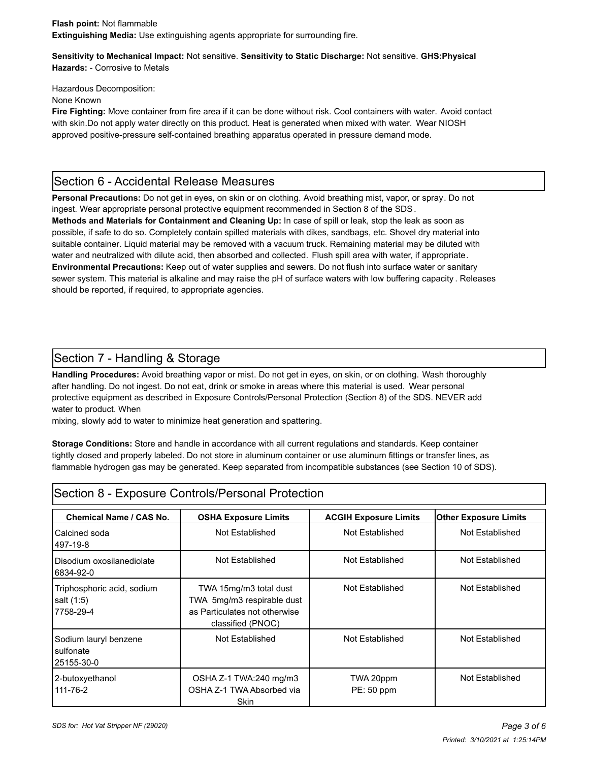**Flash point:** Not flammable
**Extinguishing Media:** Use extinguishing agents appropriate for surrounding fire.

**Sensitivity to Mechanical Impact:** Not sensitive. **Sensitivity to Static Discharge:** Not sensitive. **GHS:Physical Hazards:** - Corrosive to Metals

Hazardous Decomposition:
None Known
**Fire Fighting:** Move container from fire area if it can be done without risk. Cool containers with water. Avoid contact with skin.Do not apply water directly on this product. Heat is generated when mixed with water. Wear NIOSH approved positive-pressure self-contained breathing apparatus operated in pressure demand mode.

## Section 6 - Accidental Release Measures

**Personal Precautions:** Do not get in eyes, on skin or on clothing. Avoid breathing mist, vapor, or spray. Do not ingest. Wear appropriate personal protective equipment recommended in Section 8 of the SDS.
**Methods and Materials for Containment and Cleaning Up:** In case of spill or leak, stop the leak as soon as possible, if safe to do so. Completely contain spilled materials with dikes, sandbags, etc. Shovel dry material into suitable container. Liquid material may be removed with a vacuum truck. Remaining material may be diluted with water and neutralized with dilute acid, then absorbed and collected. Flush spill area with water, if appropriate.
**Environmental Precautions:** Keep out of water supplies and sewers. Do not flush into surface water or sanitary sewer system. This material is alkaline and may raise the pH of surface waters with low buffering capacity. Releases should be reported, if required, to appropriate agencies.

## Section 7 - Handling & Storage

**Handling Procedures:** Avoid breathing vapor or mist. Do not get in eyes, on skin, or on clothing. Wash thoroughly after handling. Do not ingest. Do not eat, drink or smoke in areas where this material is used. Wear personal protective equipment as described in Exposure Controls/Personal Protection (Section 8) of the SDS. NEVER add water to product. When
mixing, slowly add to water to minimize heat generation and spattering.

**Storage Conditions:** Store and handle in accordance with all current regulations and standards. Keep container tightly closed and properly labeled. Do not store in aluminum container or use aluminum fittings or transfer lines, as flammable hydrogen gas may be generated. Keep separated from incompatible substances (see Section 10 of SDS).

## Section 8 - Exposure Controls/Personal Protection

| Chemical Name / CAS No. | OSHA Exposure Limits | ACGIH Exposure Limits | Other Exposure Limits |
|---|---|---|---|
| Calcined soda<br>497-19-8 | Not Established | Not Established | Not Established |
| Disodium oxosilanediolate<br>6834-92-0 | Not Established | Not Established | Not Established |
| Triphosphoric acid, sodium salt (1:5)<br>7758-29-4 | TWA 15mg/m3 total dust<br>TWA 5mg/m3 respirable dust as Particulates not otherwise classified (PNOC) | Not Established | Not Established |
| Sodium lauryl benzene sulfonate<br>25155-30-0 | Not Established | Not Established | Not Established |
| 2-butoxyethanol<br>111-76-2 | OSHA Z-1 TWA:240 mg/m3<br>OSHA Z-1 TWA Absorbed via Skin | TWA 20ppm<br>PE: 50 ppm | Not Established |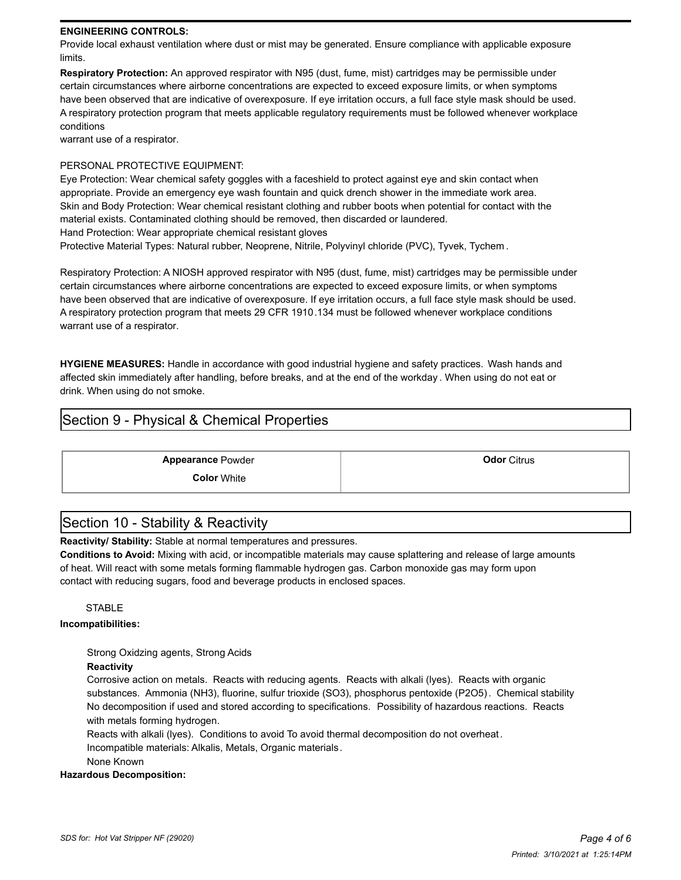**ENGINEERING CONTROLS:**
Provide local exhaust ventilation where dust or mist may be generated. Ensure compliance with applicable exposure limits.

**Respiratory Protection:** An approved respirator with N95 (dust, fume, mist) cartridges may be permissible under certain circumstances where airborne concentrations are expected to exceed exposure limits, or when symptoms have been observed that are indicative of overexposure. If eye irritation occurs, a full face style mask should be used. A respiratory protection program that meets applicable regulatory requirements must be followed whenever workplace conditions
warrant use of a respirator.

PERSONAL PROTECTIVE EQUIPMENT:
Eye Protection: Wear chemical safety goggles with a faceshield to protect against eye and skin contact when appropriate. Provide an emergency eye wash fountain and quick drench shower in the immediate work area.
Skin and Body Protection: Wear chemical resistant clothing and rubber boots when potential for contact with the material exists. Contaminated clothing should be removed, then discarded or laundered.
Hand Protection: Wear appropriate chemical resistant gloves
Protective Material Types: Natural rubber, Neoprene, Nitrile, Polyvinyl chloride (PVC), Tyvek, Tychem .

Respiratory Protection: A NIOSH approved respirator with N95 (dust, fume, mist) cartridges may be permissible under certain circumstances where airborne concentrations are expected to exceed exposure limits, or when symptoms have been observed that are indicative of overexposure. If eye irritation occurs, a full face style mask should be used. A respiratory protection program that meets 29 CFR 1910.134 must be followed whenever workplace conditions warrant use of a respirator.

**HYGIENE MEASURES:** Handle in accordance with good industrial hygiene and safety practices. Wash hands and affected skin immediately after handling, before breaks, and at the end of the workday. When using do not eat or drink. When using do not smoke.

## Section 9 - Physical & Chemical Properties

| | |
|---|---|
| **Appearance** Powder<br>**Color** White | **Odor** Citrus |

## Section 10 - Stability & Reactivity

**Reactivity/ Stability:** Stable at normal temperatures and pressures.
**Conditions to Avoid:** Mixing with acid, or incompatible materials may cause splattering and release of large amounts of heat. Will react with some metals forming flammable hydrogen gas. Carbon monoxide gas may form upon contact with reducing sugars, food and beverage products in enclosed spaces.

STABLE

**Incompatibilities:**

Strong Oxidzing agents, Strong Acids

**Reactivity**

Corrosive action on metals. Reacts with reducing agents. Reacts with alkali (lyes). Reacts with organic substances. Ammonia ($NH_3$), fluorine, sulfur trioxide ($SO_3$), phosphorus pentoxide ($P_2O_5$). Chemical stability No decomposition if used and stored according to specifications. Possibility of hazardous reactions. Reacts with metals forming hydrogen.
Reacts with alkali (lyes). Conditions to avoid To avoid thermal decomposition do not overheat.
Incompatible materials: Alkalis, Metals, Organic materials.
None Known

**Hazardous Decomposition:**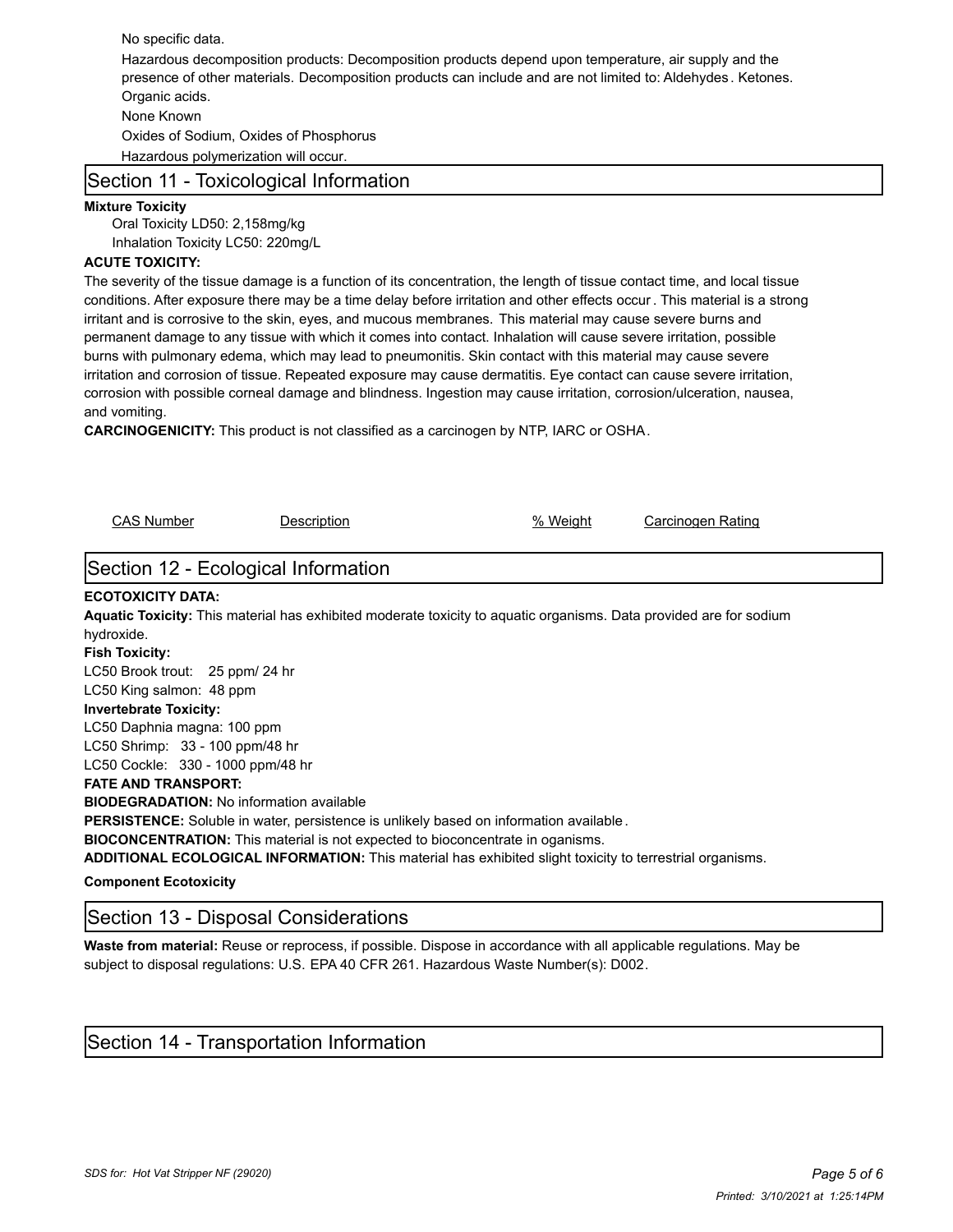No specific data.

Hazardous decomposition products: Decomposition products depend upon temperature, air supply and the presence of other materials. Decomposition products can include and are not limited to: Aldehydes. Ketones. Organic acids.

None Known

Oxides of Sodium, Oxides of Phosphorus

Hazardous polymerization will occur.

## Section 11 - Toxicological Information

**Mixture Toxicity**

Oral Toxicity LD50: 2,158mg/kg

Inhalation Toxicity LC50: 220mg/L

**ACUTE TOXICITY:**

The severity of the tissue damage is a function of its concentration, the length of tissue contact time, and local tissue conditions. After exposure there may be a time delay before irritation and other effects occur. This material is a strong irritant and is corrosive to the skin, eyes, and mucous membranes. This material may cause severe burns and permanent damage to any tissue with which it comes into contact. Inhalation will cause severe irritation, possible burns with pulmonary edema, which may lead to pneumonitis. Skin contact with this material may cause severe irritation and corrosion of tissue. Repeated exposure may cause dermatitis. Eye contact can cause severe irritation, corrosion with possible corneal damage and blindness. Ingestion may cause irritation, corrosion/ulceration, nausea, and vomiting.

**CARCINOGENICITY:** This product is not classified as a carcinogen by NTP, IARC or OSHA.

| CAS Number | Description | % Weight | Carcinogen Rating |
| --- | --- | --- | --- |

## Section 12 - Ecological Information

**ECOTOXICITY DATA:**

**Aquatic Toxicity:** This material has exhibited moderate toxicity to aquatic organisms. Data provided are for sodium hydroxide.

**Fish Toxicity:**

LC50 Brook trout: 25 ppm/ 24 hr

LC50 King salmon: 48 ppm

**Invertebrate Toxicity:**

LC50 Daphnia magna: 100 ppm

LC50 Shrimp: 33 - 100 ppm/48 hr

LC50 Cockle: 330 - 1000 ppm/48 hr

**FATE AND TRANSPORT:**

**BIODEGRADATION:** No information available

**PERSISTENCE:** Soluble in water, persistence is unlikely based on information available.

**BIOCONCENTRATION:** This material is not expected to bioconcentrate in oganisms.

**ADDITIONAL ECOLOGICAL INFORMATION:** This material has exhibited slight toxicity to terrestrial organisms.

**Component Ecotoxicity**

## Section 13 - Disposal Considerations

**Waste from material:** Reuse or reprocess, if possible. Dispose in accordance with all applicable regulations. May be subject to disposal regulations: U.S. EPA 40 CFR 261. Hazardous Waste Number(s): D002.

## Section 14 - Transportation Information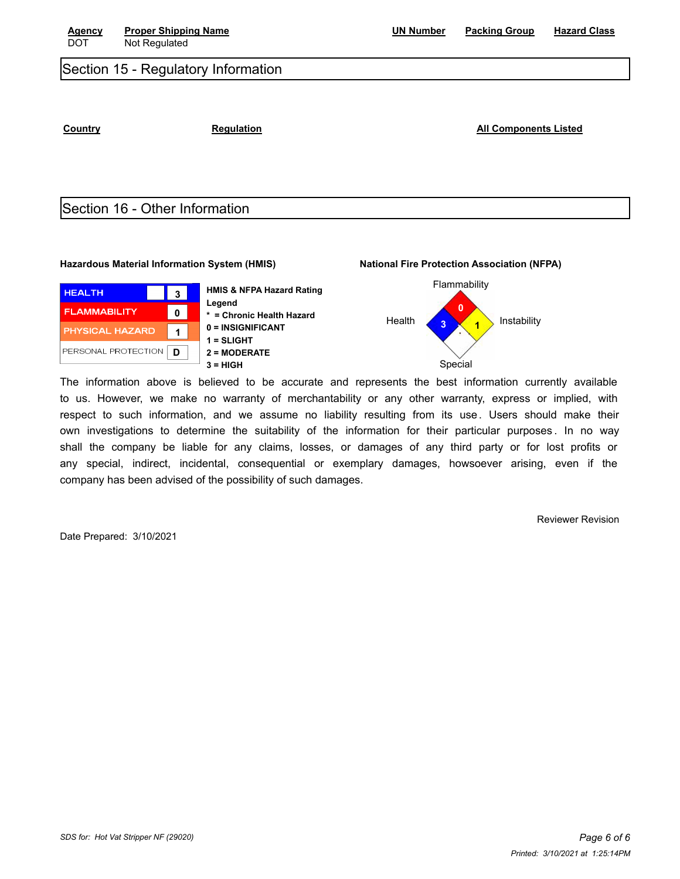| Agency | Proper Shipping Name | UN Number | Packing Group | Hazard Class |
|---|---|---|---|---|
| DOT | Not Regulated | | | |

## Section 15 - Regulatory Information

| Country | Regulation | All Components Listed |
|---|---|---|

## Section 16 - Other Information

**Hazardous Material Information System (HMIS)**

| | |
|---|---|
| HEALTH | 3 |
| FLAMMABILITY | 0 |
| PHYSICAL HAZARD | 1 |
| PERSONAL PROTECTION | D |

**HMIS & NFPA Hazard Rating Legend**
**\* = Chronic Health Hazard**
**0 = INSIGNIFICANT**
**1 = SLIGHT**
**2 = MODERATE**
**3 = HIGH**

**National Fire Protection Association (NFPA)**

Flammability
0
Health
3
Instability
1
Special

The information above is believed to be accurate and represents the best information currently available to us. However, we make no warranty of merchantability or any other warranty, express or implied, with respect to such information, and we assume no liability resulting from its use. Users should make their own investigations to determine the suitability of the information for their particular purposes. In no way shall the company be liable for any claims, losses, or damages of any third party or for lost profits or any special, indirect, incidental, consequential or exemplary damages, howsoever arising, even if the company has been advised of the possibility of such damages.

Reviewer Revision

Date Prepared: 3/10/2021